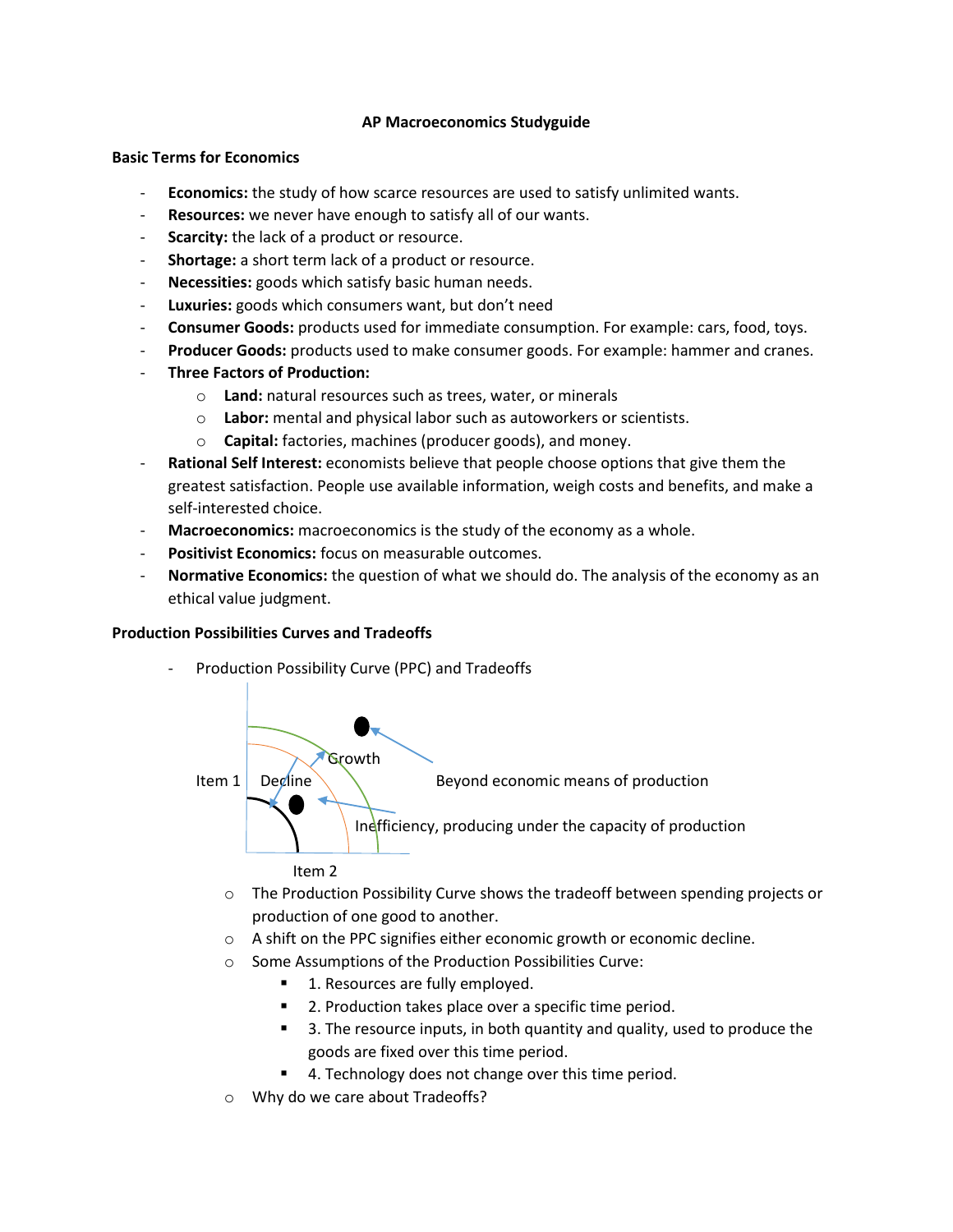**AP Macroeconomics Studyguide**

**Basic Terms for Economics**

- **Economics:** the study of how scarce resources are used to satisfy unlimited wants.
- **Resources:** we never have enough to satisfy all of our wants.
- **Scarcity:** the lack of a product or resource.
- **Shortage:** a short term lack of a product or resource.
- **Necessities:** goods which satisfy basic human needs.
- **Luxuries:** goods which consumers want, but don't need
- **Consumer Goods:** products used for immediate consumption. For example: cars, food, toys.
- **Producer Goods:** products used to make consumer goods. For example: hammer and cranes.
- **Three Factors of Production:**
  - **Land:** natural resources such as trees, water, or minerals
  - **Labor:** mental and physical labor such as autoworkers or scientists.
  - **Capital:** factories, machines (producer goods), and money.
- **Rational Self Interest:** economists believe that people choose options that give them the greatest satisfaction. People use available information, weigh costs and benefits, and make a self-interested choice.
- **Macroeconomics:** macroeconomics is the study of the economy as a whole.
- **Positivist Economics:** focus on measurable outcomes.
- **Normative Economics:** the question of what we should do. The analysis of the economy as an ethical value judgment.

**Production Possibilities Curves and Tradeoffs**

- Production Possibility Curve (PPC) and Tradeoffs

Item 1 | Decline | Growth | Beyond economic means of production | Inefficiency, producing under the capacity of production | Item 2

  - The Production Possibility Curve shows the tradeoff between spending projects or production of one good to another.
  - A shift on the PPC signifies either economic growth or economic decline.
  - Some Assumptions of the Production Possibilities Curve:
    - 1. Resources are fully employed.
    - 2. Production takes place over a specific time period.
    - 3. The resource inputs, in both quantity and quality, used to produce the goods are fixed over this time period.
    - 4. Technology does not change over this time period.
  - Why do we care about Tradeoffs?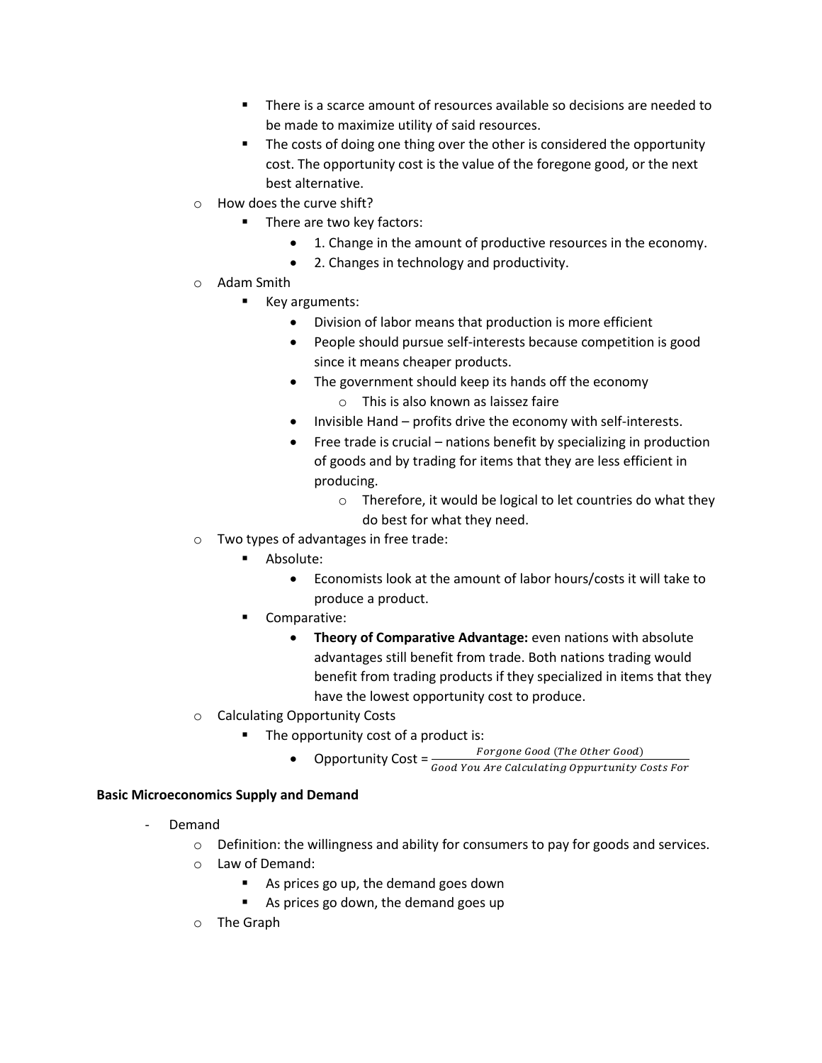- There is a scarce amount of resources available so decisions are needed to be made to maximize utility of said resources.
    - The costs of doing one thing over the other is considered the opportunity cost. The opportunity cost is the value of the foregone good, or the next best alternative.
- How does the curve shift?
    - There are two key factors:
        - 1. Change in the amount of productive resources in the economy.
        - 2. Changes in technology and productivity.
- Adam Smith
    - Key arguments:
        - Division of labor means that production is more efficient
        - People should pursue self-interests because competition is good since it means cheaper products.
        - The government should keep its hands off the economy
            - This is also known as laissez faire
        - Invisible Hand – profits drive the economy with self-interests.
        - Free trade is crucial – nations benefit by specializing in production of goods and by trading for items that they are less efficient in producing.
            - Therefore, it would be logical to let countries do what they do best for what they need.
- Two types of advantages in free trade:
    - Absolute:
        - Economists look at the amount of labor hours/costs it will take to produce a product.
    - Comparative:
        - **Theory of Comparative Advantage:** even nations with absolute advantages still benefit from trade. Both nations trading would benefit from trading products if they specialized in items that they have the lowest opportunity cost to produce.
- Calculating Opportunity Costs
    - The opportunity cost of a product is:
        - Opportunity Cost = $\frac{Forgone\ Good\ (The\ Other\ Good)}{Good\ You\ Are\ Calculating\ Oppurtunity\ Costs\ For}$

**Basic Microeconomics Supply and Demand**

- Demand
    - Definition: the willingness and ability for consumers to pay for goods and services.
    - Law of Demand:
        - As prices go up, the demand goes down
        - As prices go down, the demand goes up
    - The Graph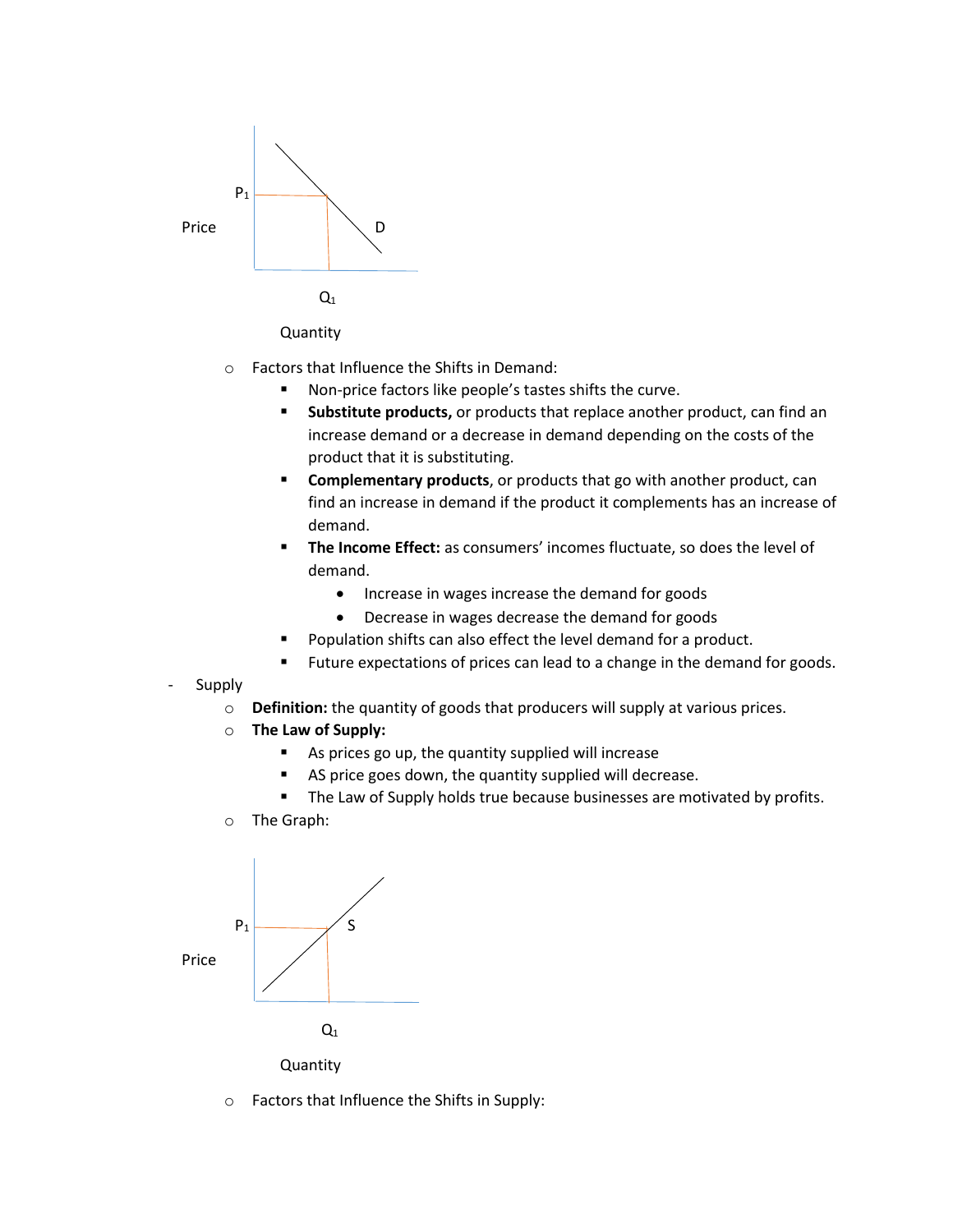Price

$P_1$

D

$Q_1$

Quantity

- Factors that Influence the Shifts in Demand:
  - Non-price factors like people's tastes shifts the curve.
  - **Substitute products,** or products that replace another product, can find an increase demand or a decrease in demand depending on the costs of the product that it is substituting.
  - **Complementary products**, or products that go with another product, can find an increase in demand if the product it complements has an increase of demand.
  - **The Income Effect:** as consumers' incomes fluctuate, so does the level of demand.
    - Increase in wages increase the demand for goods
    - Decrease in wages decrease the demand for goods
  - Population shifts can also effect the level demand for a product.
  - Future expectations of prices can lead to a change in the demand for goods.

- Supply
  - **Definition:** the quantity of goods that producers will supply at various prices.
  - **The Law of Supply:**
    - As prices go up, the quantity supplied will increase
    - AS price goes down, the quantity supplied will decrease.
    - The Law of Supply holds true because businesses are motivated by profits.
  - The Graph:

Price

$P_1$

S

$Q_1$

Quantity

  - Factors that Influence the Shifts in Supply: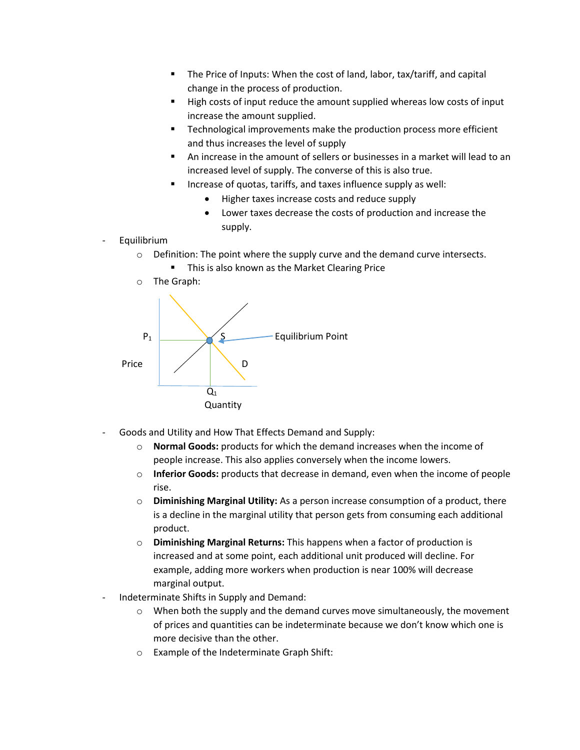- The Price of Inputs: When the cost of land, labor, tax/tariff, and capital change in the process of production.
        - High costs of input reduce the amount supplied whereas low costs of input increase the amount supplied.
        - Technological improvements make the production process more efficient and thus increases the level of supply
        - An increase in the amount of sellers or businesses in a market will lead to an increased level of supply. The converse of this is also true.
        - Increase of quotas, tariffs, and taxes influence supply as well:
            - Higher taxes increase costs and reduce supply
            - Lower taxes decrease the costs of production and increase the supply.

- Equilibrium
    - Definition: The point where the supply curve and the demand curve intersects.
        - This is also known as the Market Clearing Price
    - The Graph:

$P_1$ S Equilibrium Point

Price D

$Q_1$

Quantity

- Goods and Utility and How That Effects Demand and Supply:
    - **Normal Goods:** products for which the demand increases when the income of people increase. This also applies conversely when the income lowers.
    - **Inferior Goods:** products that decrease in demand, even when the income of people rise.
    - **Diminishing Marginal Utility:** As a person increase consumption of a product, there is a decline in the marginal utility that person gets from consuming each additional product.
    - **Diminishing Marginal Returns:** This happens when a factor of production is increased and at some point, each additional unit produced will decline. For example, adding more workers when production is near 100% will decrease marginal output.
- Indeterminate Shifts in Supply and Demand:
    - When both the supply and the demand curves move simultaneously, the movement of prices and quantities can be indeterminate because we don't know which one is more decisive than the other.
    - Example of the Indeterminate Graph Shift: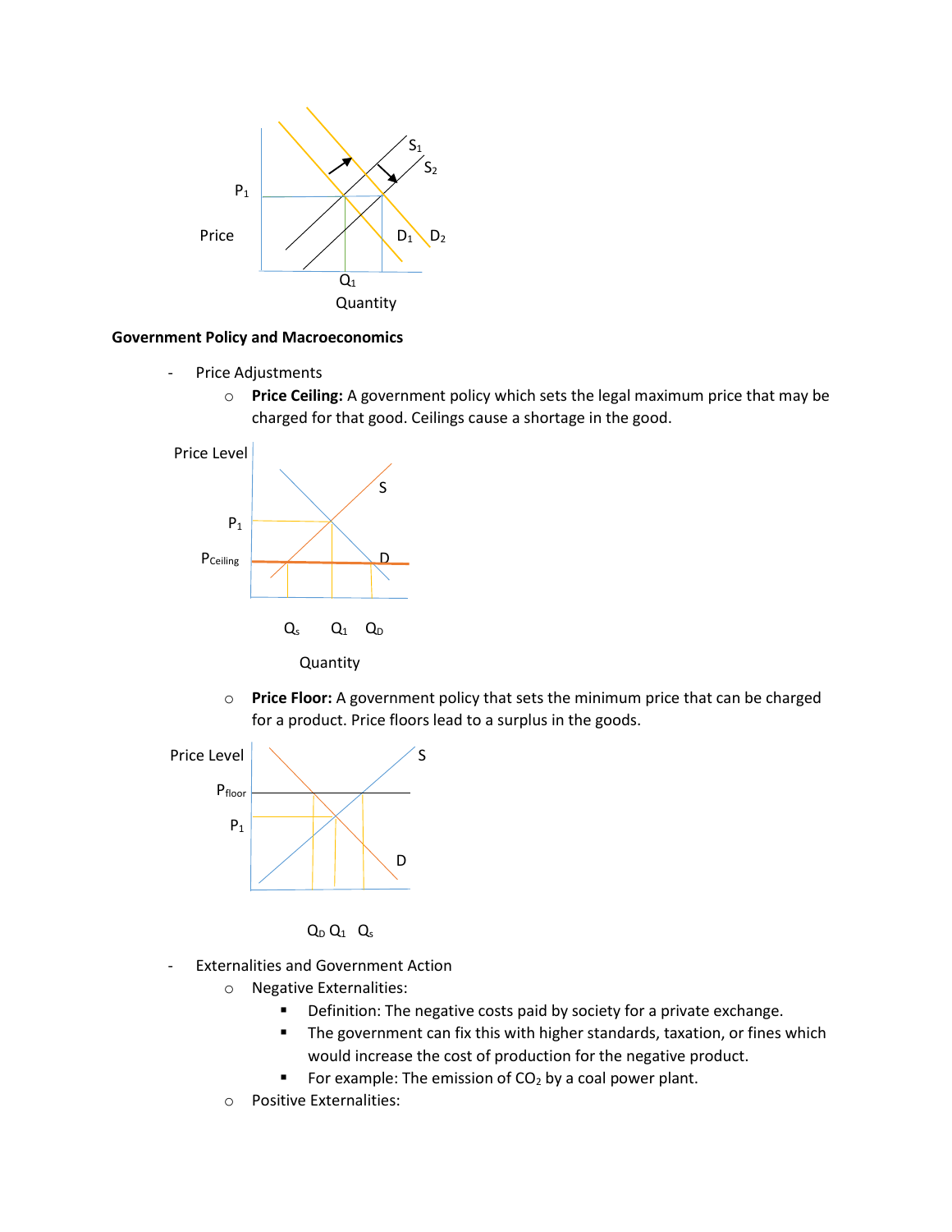## Government Policy and Macroeconomics

- Price Adjustments
  - **Price Ceiling:** A government policy which sets the legal maximum price that may be charged for that good. Ceilings cause a shortage in the good.
  - **Price Floor:** A government policy that sets the minimum price that can be charged for a product. Price floors lead to a surplus in the goods.
- Externalities and Government Action
  - Negative Externalities:
    - Definition: The negative costs paid by society for a private exchange.
    - The government can fix this with higher standards, taxation, or fines which would increase the cost of production for the negative product.
    - For example: The emission of $CO_2$ by a coal power plant.
  - Positive Externalities: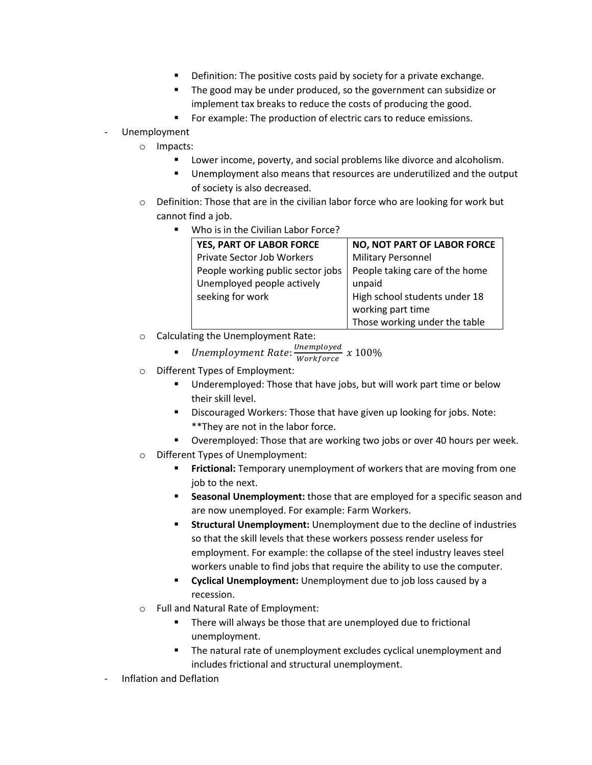- Definition: The positive costs paid by society for a private exchange.
        - The good may be under produced, so the government can subsidize or implement tax breaks to reduce the costs of producing the good.
        - For example: The production of electric cars to reduce emissions.

- Unemployment
    - Impacts:
        - Lower income, poverty, and social problems like divorce and alcoholism.
        - Unemployment also means that resources are underutilized and the output of society is also decreased.
    - Definition: Those that are in the civilian labor force who are looking for work but cannot find a job.
        - Who is in the Civilian Labor Force?

| YES, PART OF LABOR FORCE | NO, NOT PART OF LABOR FORCE |
|---|---|
| Private Sector Job Workers<br>People working public sector jobs<br>Unemployed people actively seeking for work | Military Personnel<br>People taking care of the home unpaid<br>High school students under 18 working part time<br>Those working under the table |

    - Calculating the Unemployment Rate:
        - $Unemployment\ Rate: \frac{Unemployed}{Workforce}\ x\ 100\%$
    - Different Types of Employment:
        - Underemployed: Those that have jobs, but will work part time or below their skill level.
        - Discouraged Workers: Those that have given up looking for jobs. Note: **They are not in the labor force.
        - Overemployed: Those that are working two jobs or over 40 hours per week.
    - Different Types of Unemployment:
        - **Frictional:** Temporary unemployment of workers that are moving from one job to the next.
        - **Seasonal Unemployment:** those that are employed for a specific season and are now unemployed. For example: Farm Workers.
        - **Structural Unemployment:** Unemployment due to the decline of industries so that the skill levels that these workers possess render useless for employment. For example: the collapse of the steel industry leaves steel workers unable to find jobs that require the ability to use the computer.
        - **Cyclical Unemployment:** Unemployment due to job loss caused by a recession.
    - Full and Natural Rate of Employment:
        - There will always be those that are unemployed due to frictional unemployment.
        - The natural rate of unemployment excludes cyclical unemployment and includes frictional and structural unemployment.
- Inflation and Deflation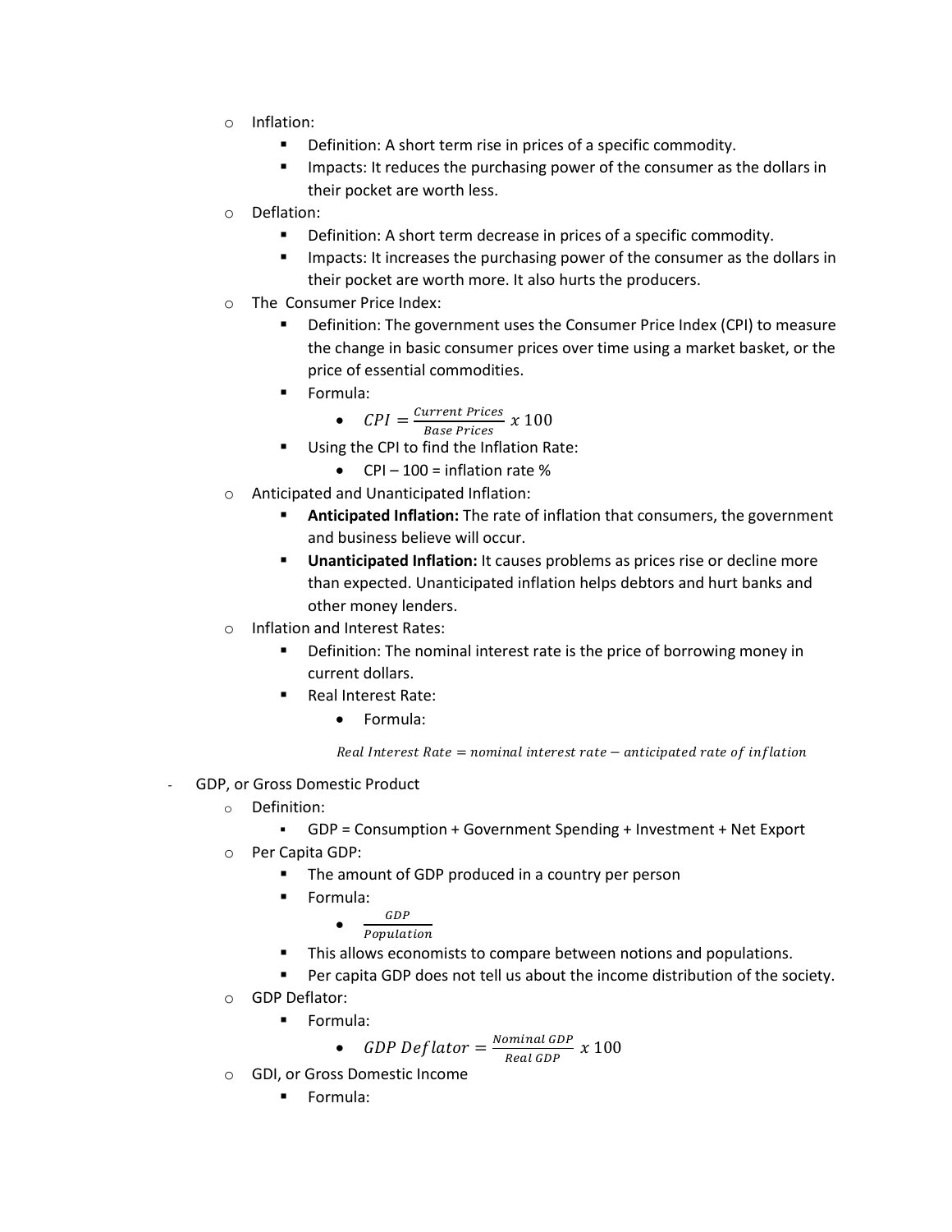- Inflation:
  - Definition: A short term rise in prices of a specific commodity.
  - Impacts: It reduces the purchasing power of the consumer as the dollars in their pocket are worth less.
- Deflation:
  - Definition: A short term decrease in prices of a specific commodity.
  - Impacts: It increases the purchasing power of the consumer as the dollars in their pocket are worth more. It also hurts the producers.
- The Consumer Price Index:
  - Definition: The government uses the Consumer Price Index (CPI) to measure the change in basic consumer prices over time using a market basket, or the price of essential commodities.
  - Formula:
    - $CPI = \frac{Current\ Prices}{Base\ Prices}\ x\ 100$
  - Using the CPI to find the Inflation Rate:
    - CPI – 100 = inflation rate %
- Anticipated and Unanticipated Inflation:
  - **Anticipated Inflation:** The rate of inflation that consumers, the government and business believe will occur.
  - **Unanticipated Inflation:** It causes problems as prices rise or decline more than expected. Unanticipated inflation helps debtors and hurt banks and other money lenders.
- Inflation and Interest Rates:
  - Definition: The nominal interest rate is the price of borrowing money in current dollars.
  - Real Interest Rate:
    - Formula:

$$Real\ Interest\ Rate = nominal\ interest\ rate - anticipated\ rate\ of\ inflation$$

- GDP, or Gross Domestic Product
  - Definition:
    - GDP = Consumption + Government Spending + Investment + Net Export
  - Per Capita GDP:
    - The amount of GDP produced in a country per person
    - Formula:
      - $\frac{GDP}{Population}$
    - This allows economists to compare between notions and populations.
    - Per capita GDP does not tell us about the income distribution of the society.
  - GDP Deflator:
    - Formula:
      - $GDP\ Deflator = \frac{Nominal\ GDP}{Real\ GDP}\ x\ 100$
  - GDI, or Gross Domestic Income
    - Formula: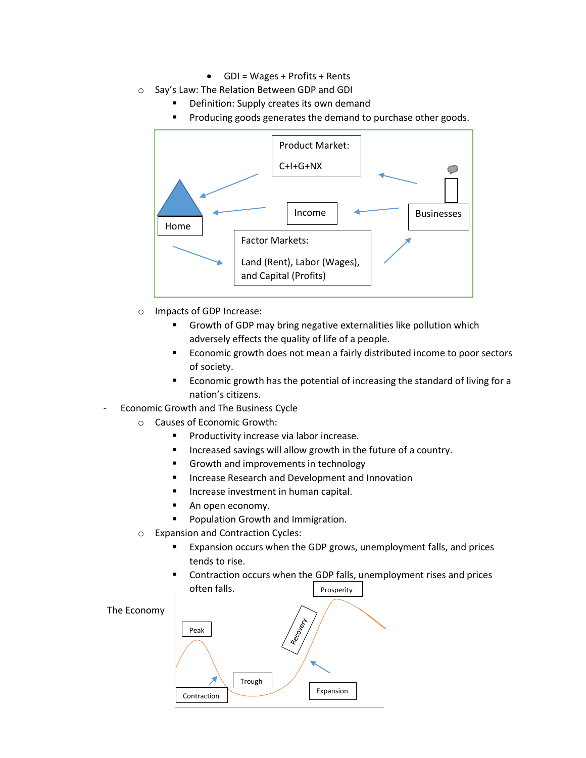- GDI = Wages + Profits + Rents
    - Say's Law: The Relation Between GDP and GDI
        - Definition: Supply creates its own demand
        - Producing goods generates the demand to purchase other goods.

Product Market: C+I+G+NX

Income

Home

Businesses

Factor Markets: Land (Rent), Labor (Wages), and Capital (Profits)

    - Impacts of GDP Increase:
        - Growth of GDP may bring negative externalities like pollution which adversely effects the quality of life of a people.
        - Economic growth does not mean a fairly distributed income to poor sectors of society.
        - Economic growth has the potential of increasing the standard of living for a nation's citizens.
- Economic Growth and The Business Cycle
    - Causes of Economic Growth:
        - Productivity increase via labor increase.
        - Increased savings will allow growth in the future of a country.
        - Growth and improvements in technology
        - Increase Research and Development and Innovation
        - Increase investment in human capital.
        - An open economy.
        - Population Growth and Immigration.
    - Expansion and Contraction Cycles:
        - Expansion occurs when the GDP grows, unemployment falls, and prices tends to rise.
        - Contraction occurs when the GDP falls, unemployment rises and prices often falls.

The Economy

Peak

Contraction

Trough

Recovery

Prosperity

Expansion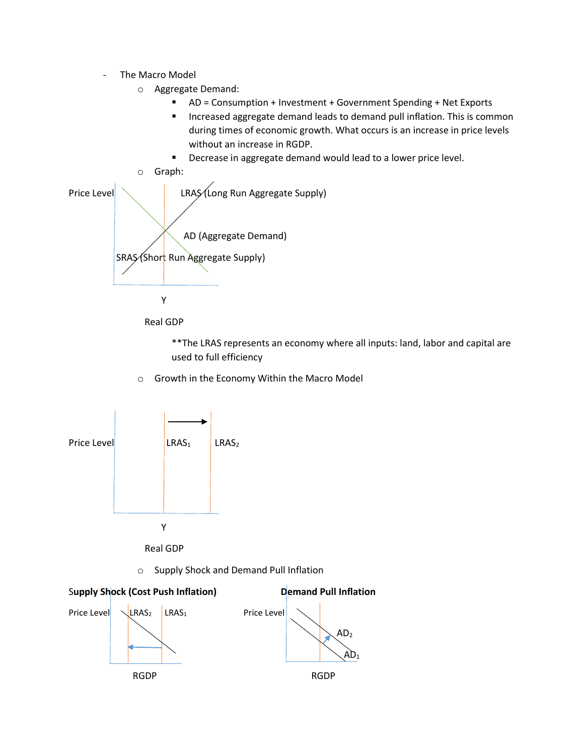- The Macro Model
  - Aggregate Demand:
    - AD = Consumption + Investment + Government Spending + Net Exports
    - Increased aggregate demand leads to demand pull inflation. This is common during times of economic growth. What occurs is an increase in price levels without an increase in RGDP.
    - Decrease in aggregate demand would lead to a lower price level.
  - Graph:

Price Level

LRAS (Long Run Aggregate Supply)

AD (Aggregate Demand)

SRAS (Short Run Aggregate Supply)

Y

Real GDP

**The LRAS represents an economy where all inputs: land, labor and capital are used to full efficiency

  - Growth in the Economy Within the Macro Model

Price Level

$LRAS_1$ $LRAS_2$

Y

Real GDP

  - Supply Shock and Demand Pull Inflation

**Supply Shock (Cost Push Inflation)**

Price Level $LRAS_2$ $LRAS_1$

RGDP

**Demand Pull Inflation**

Price Level $AD_2$ $AD_1$

RGDP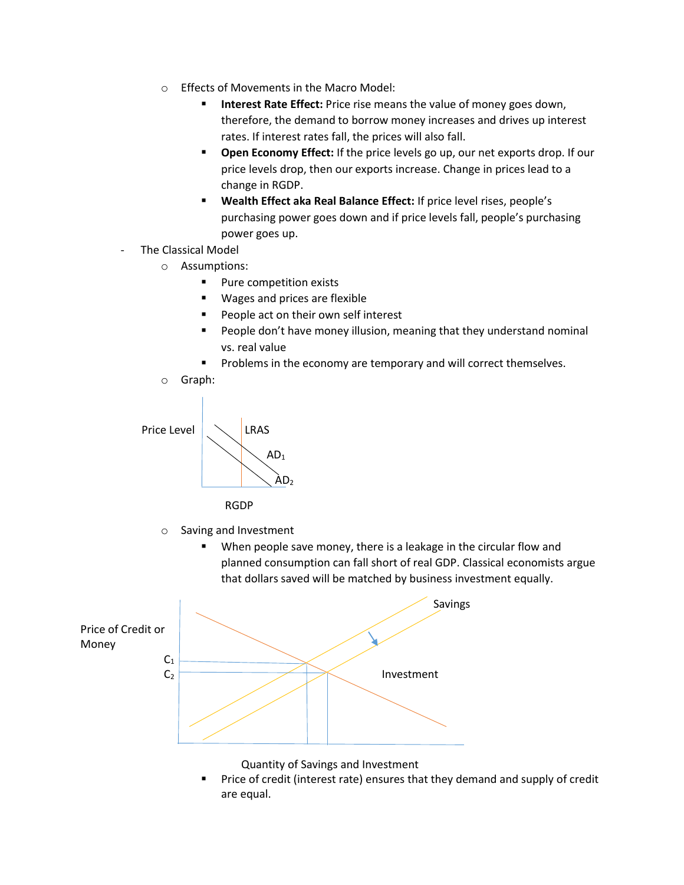- Effects of Movements in the Macro Model:
  - **Interest Rate Effect:** Price rise means the value of money goes down, therefore, the demand to borrow money increases and drives up interest rates. If interest rates fall, the prices will also fall.
  - **Open Economy Effect:** If the price levels go up, our net exports drop. If our price levels drop, then our exports increase. Change in prices lead to a change in RGDP.
  - **Wealth Effect aka Real Balance Effect:** If price level rises, people's purchasing power goes down and if price levels fall, people's purchasing power goes up.

- The Classical Model
  - Assumptions:
    - Pure competition exists
    - Wages and prices are flexible
    - People act on their own self interest
    - People don't have money illusion, meaning that they understand nominal vs. real value
    - Problems in the economy are temporary and will correct themselves.
  - Graph:

Price Level

LRAS

$AD_1$

$AD_2$

RGDP

  - Saving and Investment
    - When people save money, there is a leakage in the circular flow and planned consumption can fall short of real GDP. Classical economists argue that dollars saved will be matched by business investment equally.

Price of Credit or Money

Savings

$C_1$

$C_2$

Investment

Quantity of Savings and Investment

    - Price of credit (interest rate) ensures that they demand and supply of credit are equal.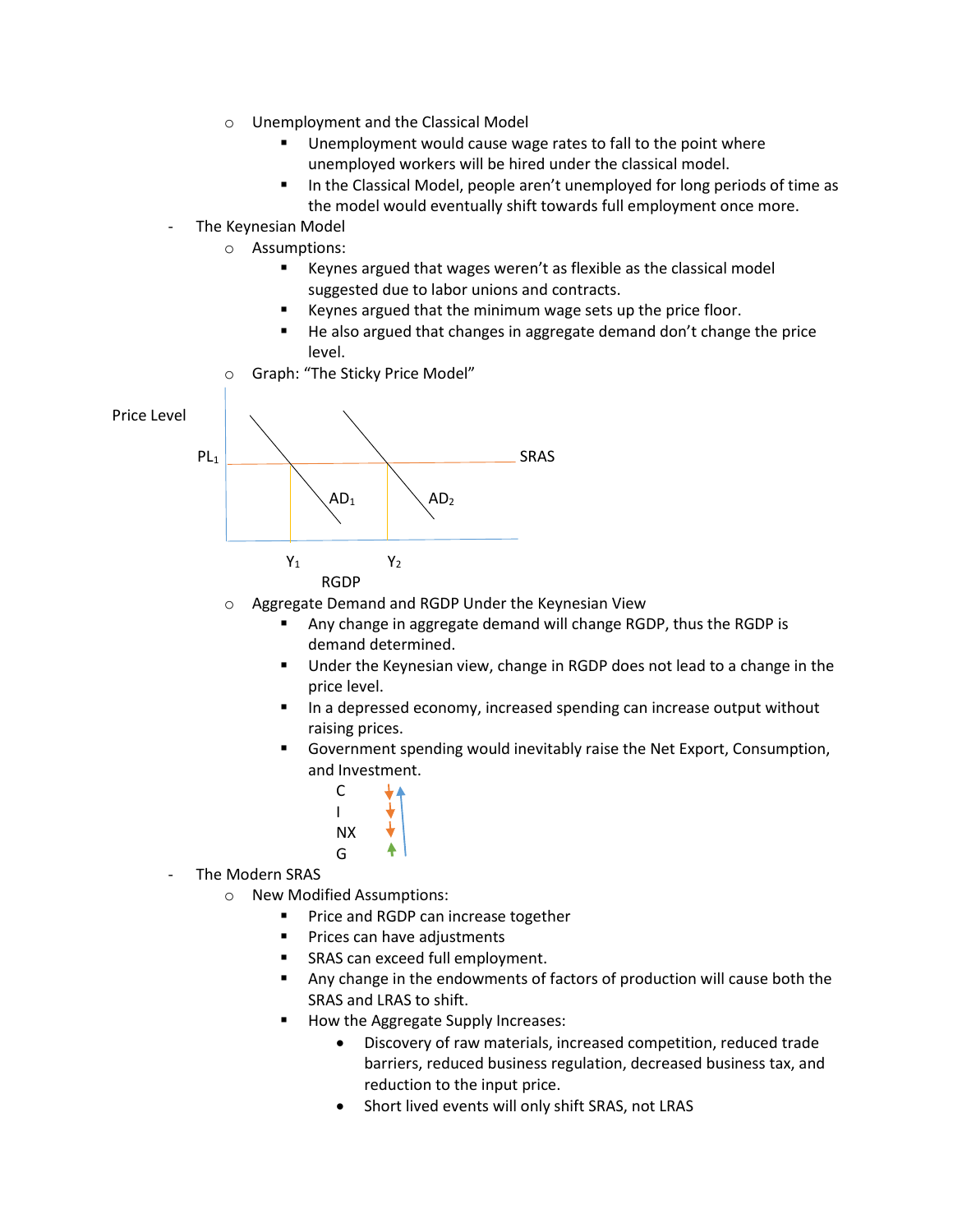- Unemployment and the Classical Model
  - Unemployment would cause wage rates to fall to the point where unemployed workers will be hired under the classical model.
  - In the Classical Model, people aren't unemployed for long periods of time as the model would eventually shift towards full employment once more.

- The Keynesian Model
  - Assumptions:
    - Keynes argued that wages weren't as flexible as the classical model suggested due to labor unions and contracts.
    - Keynes argued that the minimum wage sets up the price floor.
    - He also argued that changes in aggregate demand don't change the price level.
  - Graph: "The Sticky Price Model"

Price Level

$PL_1$ SRAS

$AD_1$ $AD_2$

$Y_1$ $Y_2$

RGDP

  - Aggregate Demand and RGDP Under the Keynesian View
    - Any change in aggregate demand will change RGDP, thus the RGDP is demand determined.
    - Under the Keynesian view, change in RGDP does not lead to a change in the price level.
    - In a depressed economy, increased spending can increase output without raising prices.
    - Government spending would inevitably raise the Net Export, Consumption, and Investment.

C ↓ ↑
I ↓
NX ↓
G ↑

- The Modern SRAS
  - New Modified Assumptions:
    - Price and RGDP can increase together
    - Prices can have adjustments
    - SRAS can exceed full employment.
    - Any change in the endowments of factors of production will cause both the SRAS and LRAS to shift.
    - How the Aggregate Supply Increases:
      - Discovery of raw materials, increased competition, reduced trade barriers, reduced business regulation, decreased business tax, and reduction to the input price.
      - Short lived events will only shift SRAS, not LRAS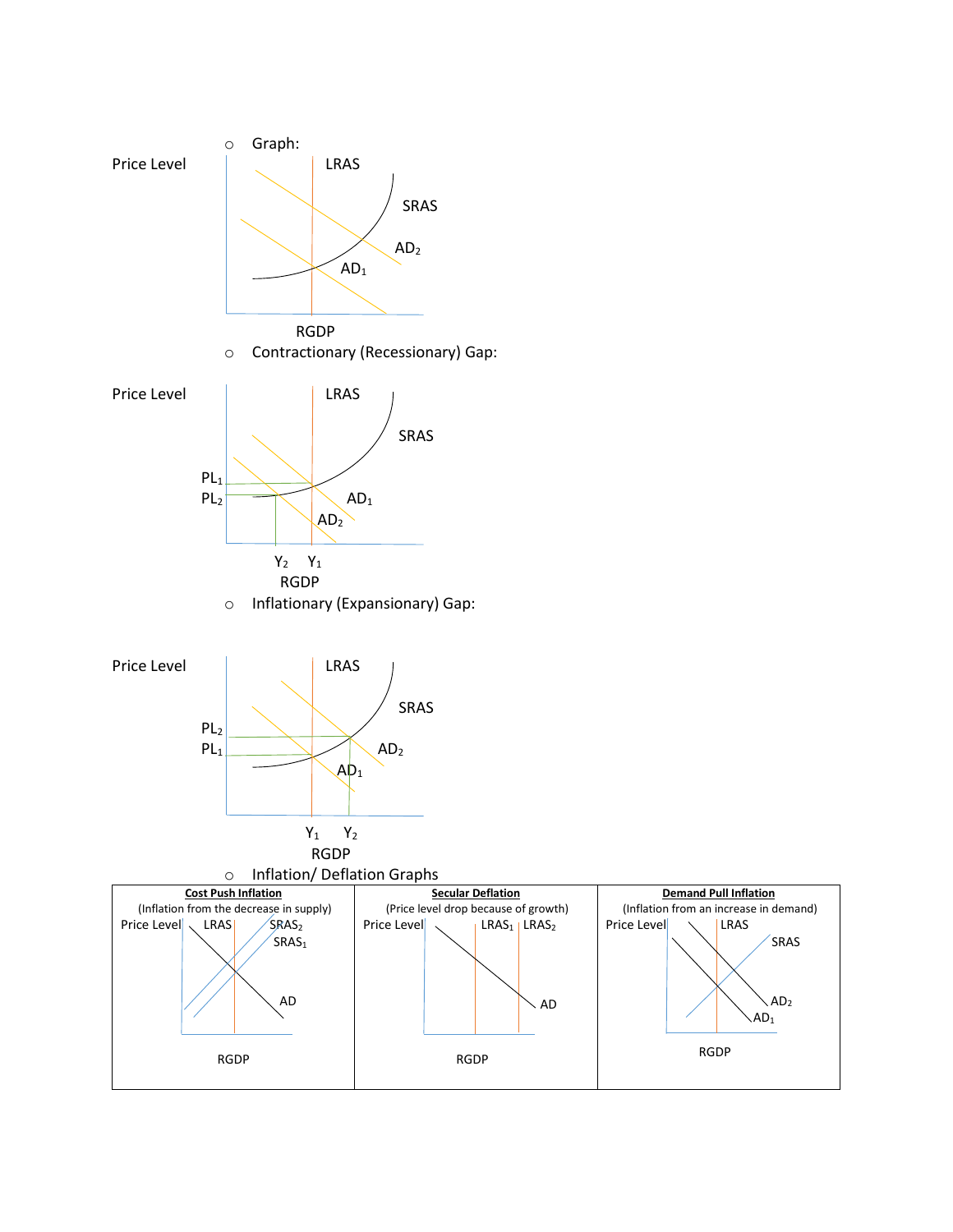- Graph:

Price Level — LRAS, SRAS, $AD_2$, $AD_1$ — RGDP

- Contractionary (Recessionary) Gap:

Price Level — LRAS, SRAS, $PL_1$, $PL_2$, $AD_1$, $AD_2$ — $Y_2$ $Y_1$ — RGDP

- Inflationary (Expansionary) Gap:

Price Level — LRAS, SRAS, $PL_2$, $PL_1$, $AD_2$, $AD_1$ — $Y_1$ $Y_2$ — RGDP

- Inflation/ Deflation Graphs

| **Cost Push Inflation** | **Secular Deflation** | **Demand Pull Inflation** |
|---|---|---|
| (Inflation from the decrease in supply) | (Price level drop because of growth) | (Inflation from an increase in demand) |
| Price Level, LRAS, $SRAS_2$, $SRAS_1$, AD, RGDP | Price Level, $LRAS_1$, $LRAS_2$, AD, RGDP | Price Level, LRAS, SRAS, $AD_2$, $AD_1$, RGDP |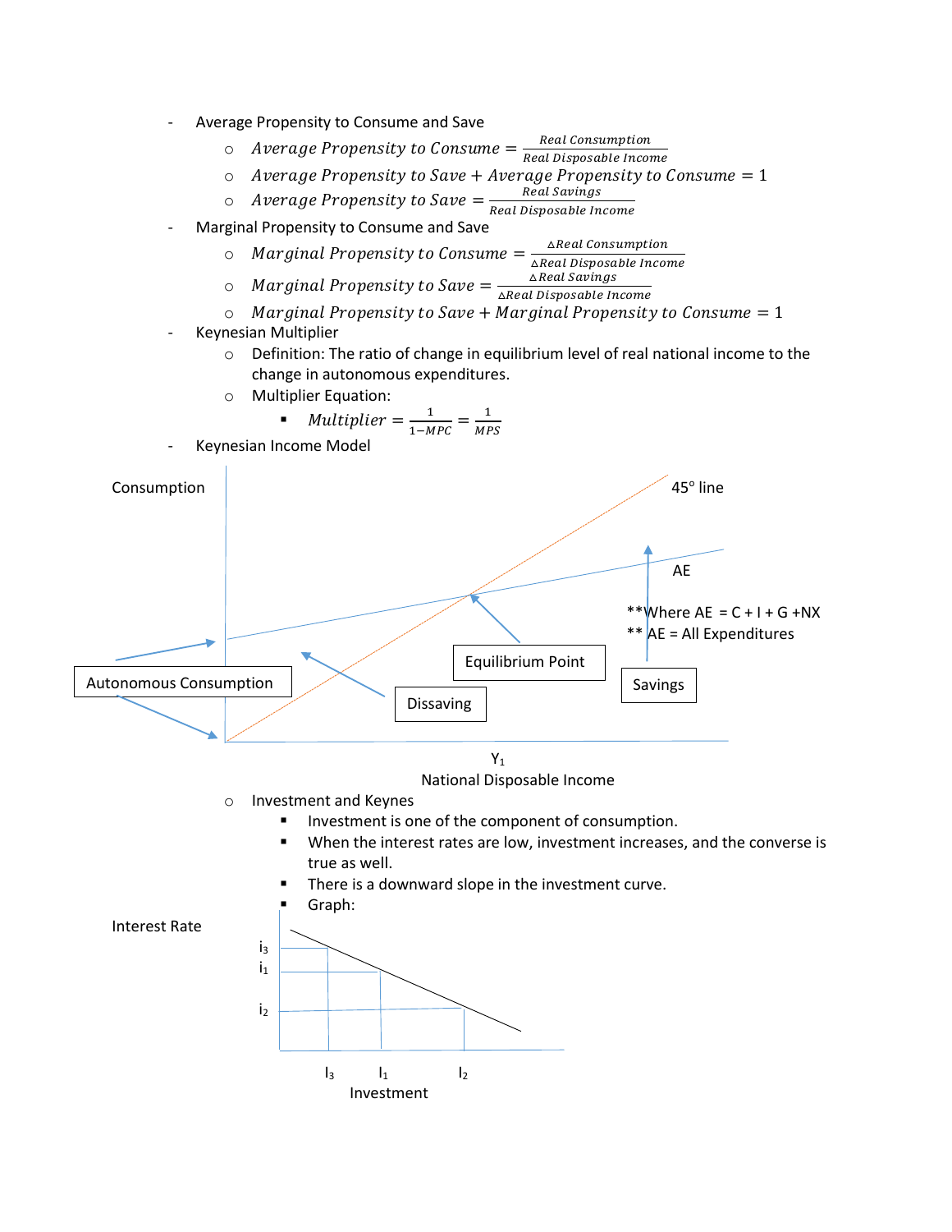- Average Propensity to Consume and Save
  - $Average\ Propensity\ to\ Consume = \frac{Real\ Consumption}{Real\ Disposable\ Income}$
  - $Average\ Propensity\ to\ Save + Average\ Propensity\ to\ Consume = 1$
  - $Average\ Propensity\ to\ Save = \frac{Real\ Savings}{Real\ Disposable\ Income}$
- Marginal Propensity to Consume and Save
  - $Marginal\ Propensity\ to\ Consume = \frac{\Delta Real\ Consumption}{\Delta Real\ Disposable\ Income}$
  - $Marginal\ Propensity\ to\ Save = \frac{\Delta Real\ Savings}{\Delta Real\ Disposable\ Income}$
  - $Marginal\ Propensity\ to\ Save + Marginal\ Propensity\ to\ Consume = 1$
- Keynesian Multiplier
  - Definition: The ratio of change in equilibrium level of real national income to the change in autonomous expenditures.
  - Multiplier Equation:
    - $Multiplier = \frac{1}{1-MPC} = \frac{1}{MPS}$
- Keynesian Income Model

Consumption

45° line

AE

**Where AE = C + I + G +NX

** AE = All Expenditures

Autonomous Consumption

Dissaving

Equilibrium Point

Savings

$Y_1$

National Disposable Income

  - Investment and Keynes
    - Investment is one of the component of consumption.
    - When the interest rates are low, investment increases, and the converse is true as well.
    - There is a downward slope in the investment curve.
    - Graph:

Interest Rate

$i_3$

$i_1$

$i_2$

$I_3$ $I_1$ $I_2$

Investment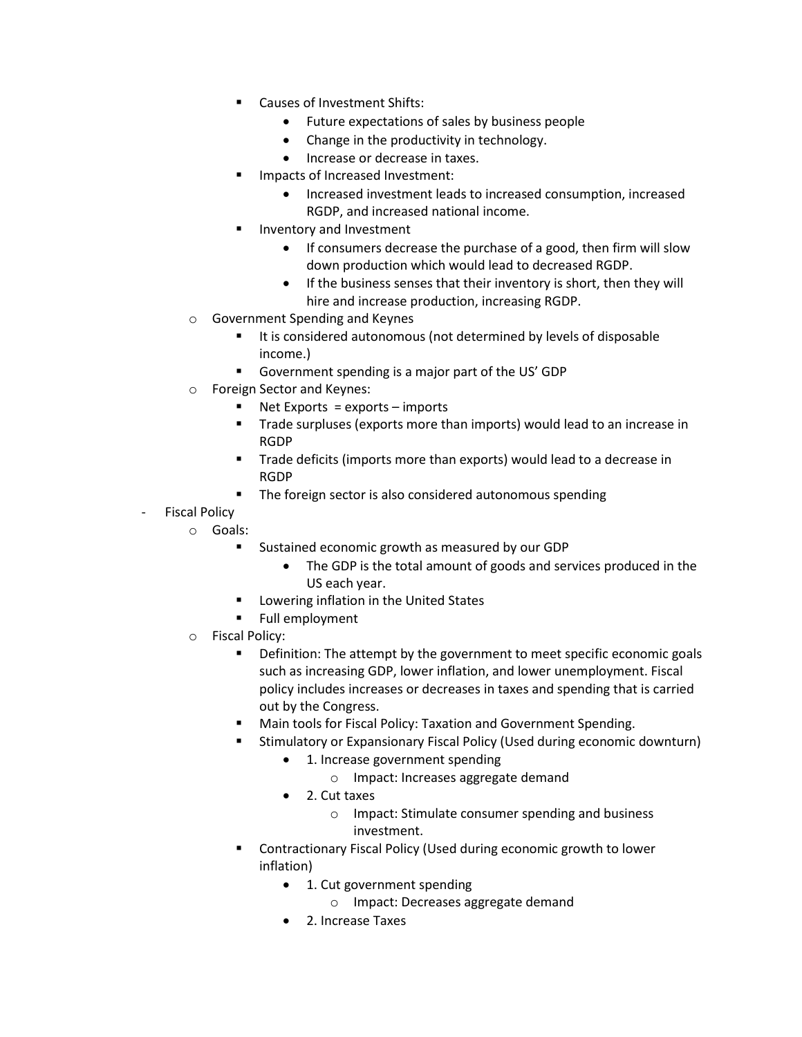- Causes of Investment Shifts:
        - Future expectations of sales by business people
        - Change in the productivity in technology.
        - Increase or decrease in taxes.
      - Impacts of Increased Investment:
        - Increased investment leads to increased consumption, increased RGDP, and increased national income.
      - Inventory and Investment
        - If consumers decrease the purchase of a good, then firm will slow down production which would lead to decreased RGDP.
        - If the business senses that their inventory is short, then they will hire and increase production, increasing RGDP.
  - Government Spending and Keynes
    - It is considered autonomous (not determined by levels of disposable income.)
    - Government spending is a major part of the US' GDP
  - Foreign Sector and Keynes:
    - Net Exports = exports – imports
    - Trade surpluses (exports more than imports) would lead to an increase in RGDP
    - Trade deficits (imports more than exports) would lead to a decrease in RGDP
    - The foreign sector is also considered autonomous spending
- Fiscal Policy
  - Goals:
    - Sustained economic growth as measured by our GDP
      - The GDP is the total amount of goods and services produced in the US each year.
    - Lowering inflation in the United States
    - Full employment
  - Fiscal Policy:
    - Definition: The attempt by the government to meet specific economic goals such as increasing GDP, lower inflation, and lower unemployment. Fiscal policy includes increases or decreases in taxes and spending that is carried out by the Congress.
    - Main tools for Fiscal Policy: Taxation and Government Spending.
    - Stimulatory or Expansionary Fiscal Policy (Used during economic downturn)
      - 1. Increase government spending
        - Impact: Increases aggregate demand
      - 2. Cut taxes
        - Impact: Stimulate consumer spending and business investment.
    - Contractionary Fiscal Policy (Used during economic growth to lower inflation)
      - 1. Cut government spending
        - Impact: Decreases aggregate demand
      - 2. Increase Taxes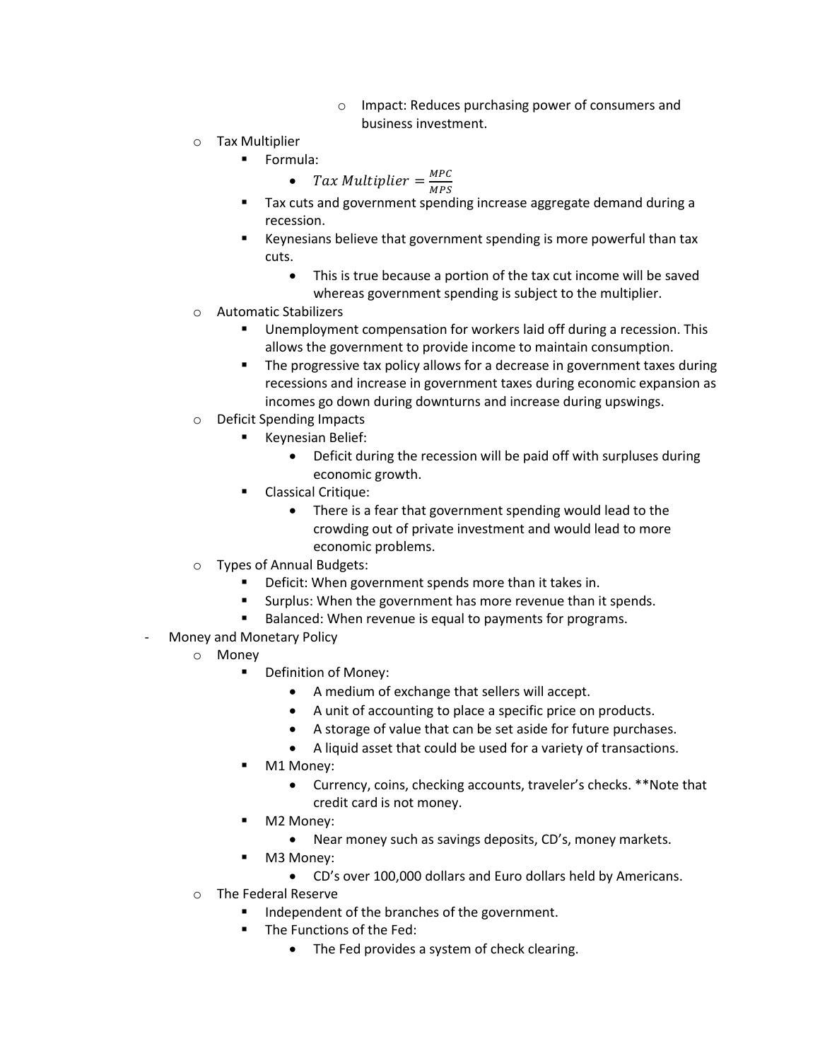- Impact: Reduces purchasing power of consumers and business investment.
  - Tax Multiplier
    - Formula:
      - $Tax\ Multiplier = \frac{MPC}{MPS}$
    - Tax cuts and government spending increase aggregate demand during a recession.
    - Keynesians believe that government spending is more powerful than tax cuts.
      - This is true because a portion of the tax cut income will be saved whereas government spending is subject to the multiplier.
  - Automatic Stabilizers
    - Unemployment compensation for workers laid off during a recession. This allows the government to provide income to maintain consumption.
    - The progressive tax policy allows for a decrease in government taxes during recessions and increase in government taxes during economic expansion as incomes go down during downturns and increase during upswings.
  - Deficit Spending Impacts
    - Keynesian Belief:
      - Deficit during the recession will be paid off with surpluses during economic growth.
    - Classical Critique:
      - There is a fear that government spending would lead to the crowding out of private investment and would lead to more economic problems.
  - Types of Annual Budgets:
    - Deficit: When government spends more than it takes in.
    - Surplus: When the government has more revenue than it spends.
    - Balanced: When revenue is equal to payments for programs.
- Money and Monetary Policy
  - Money
    - Definition of Money:
      - A medium of exchange that sellers will accept.
      - A unit of accounting to place a specific price on products.
      - A storage of value that can be set aside for future purchases.
      - A liquid asset that could be used for a variety of transactions.
    - M1 Money:
      - Currency, coins, checking accounts, traveler's checks. **Note that credit card is not money.
    - M2 Money:
      - Near money such as savings deposits, CD's, money markets.
    - M3 Money:
      - CD's over 100,000 dollars and Euro dollars held by Americans.
  - The Federal Reserve
    - Independent of the branches of the government.
    - The Functions of the Fed:
      - The Fed provides a system of check clearing.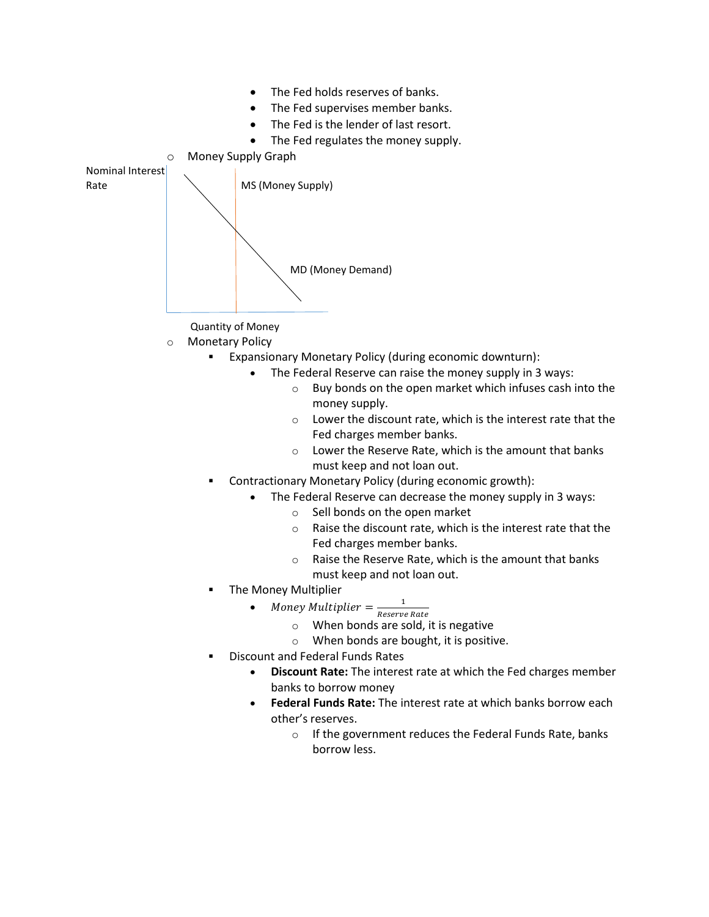- The Fed holds reserves of banks.
- The Fed supervises member banks.
- The Fed is the lender of last resort.
- The Fed regulates the money supply.

- Money Supply Graph

Nominal Interest Rate

MS (Money Supply)

MD (Money Demand)

Quantity of Money

- Monetary Policy
  - Expansionary Monetary Policy (during economic downturn):
    - The Federal Reserve can raise the money supply in 3 ways:
      - Buy bonds on the open market which infuses cash into the money supply.
      - Lower the discount rate, which is the interest rate that the Fed charges member banks.
      - Lower the Reserve Rate, which is the amount that banks must keep and not loan out.
  - Contractionary Monetary Policy (during economic growth):
    - The Federal Reserve can decrease the money supply in 3 ways:
      - Sell bonds on the open market
      - Raise the discount rate, which is the interest rate that the Fed charges member banks.
      - Raise the Reserve Rate, which is the amount that banks must keep and not loan out.
  - The Money Multiplier
    - $Money\ Multiplier = \frac{1}{Reserve\ Rate}$
      - When bonds are sold, it is negative
      - When bonds are bought, it is positive.
  - Discount and Federal Funds Rates
    - **Discount Rate:** The interest rate at which the Fed charges member banks to borrow money
    - **Federal Funds Rate:** The interest rate at which banks borrow each other's reserves.
      - If the government reduces the Federal Funds Rate, banks borrow less.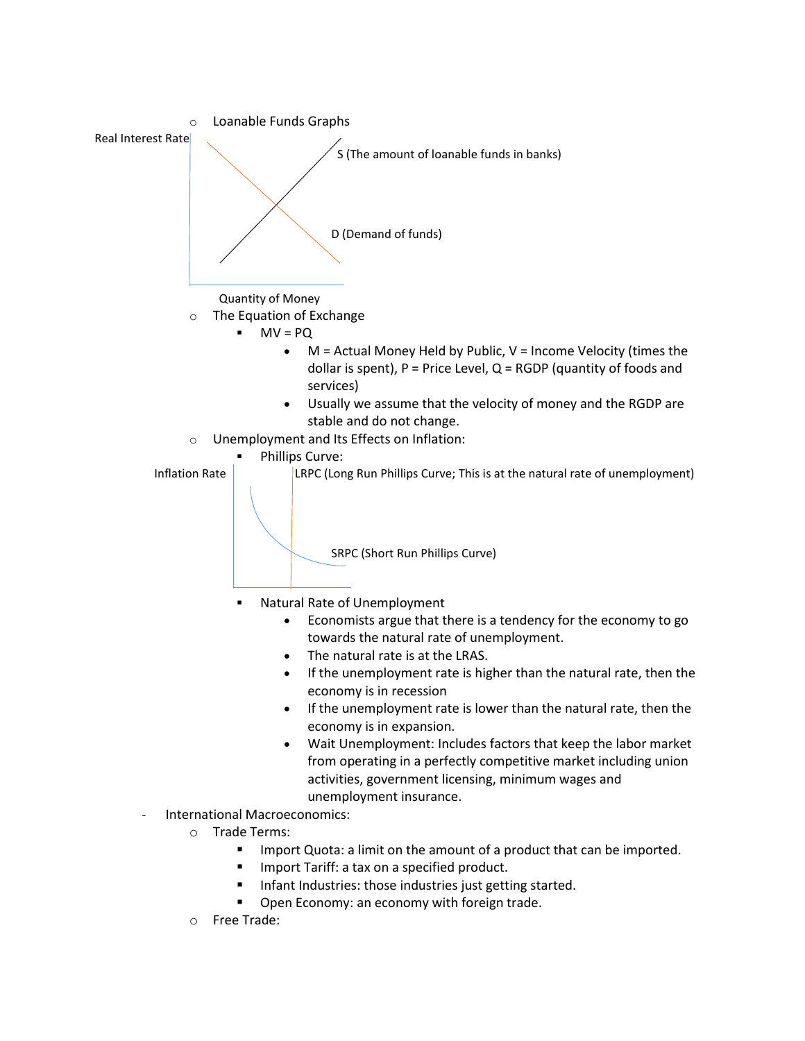- Loanable Funds Graphs

Real Interest Rate

S (The amount of loanable funds in banks)

D (Demand of funds)

Quantity of Money

- The Equation of Exchange
  - $MV = PQ$
    - M = Actual Money Held by Public, V = Income Velocity (times the dollar is spent), P = Price Level, Q = RGDP (quantity of foods and services)
    - Usually we assume that the velocity of money and the RGDP are stable and do not change.
- Unemployment and Its Effects on Inflation:
  - Phillips Curve:

Inflation Rate

LRPC (Long Run Phillips Curve; This is at the natural rate of unemployment)

SRPC (Short Run Phillips Curve)

  - Natural Rate of Unemployment
    - Economists argue that there is a tendency for the economy to go towards the natural rate of unemployment.
    - The natural rate is at the LRAS.
    - If the unemployment rate is higher than the natural rate, then the economy is in recession
    - If the unemployment rate is lower than the natural rate, then the economy is in expansion.
    - Wait Unemployment: Includes factors that keep the labor market from operating in a perfectly competitive market including union activities, government licensing, minimum wages and unemployment insurance.

- International Macroeconomics:
  - Trade Terms:
    - Import Quota: a limit on the amount of a product that can be imported.
    - Import Tariff: a tax on a specified product.
    - Infant Industries: those industries just getting started.
    - Open Economy: an economy with foreign trade.
  - Free Trade: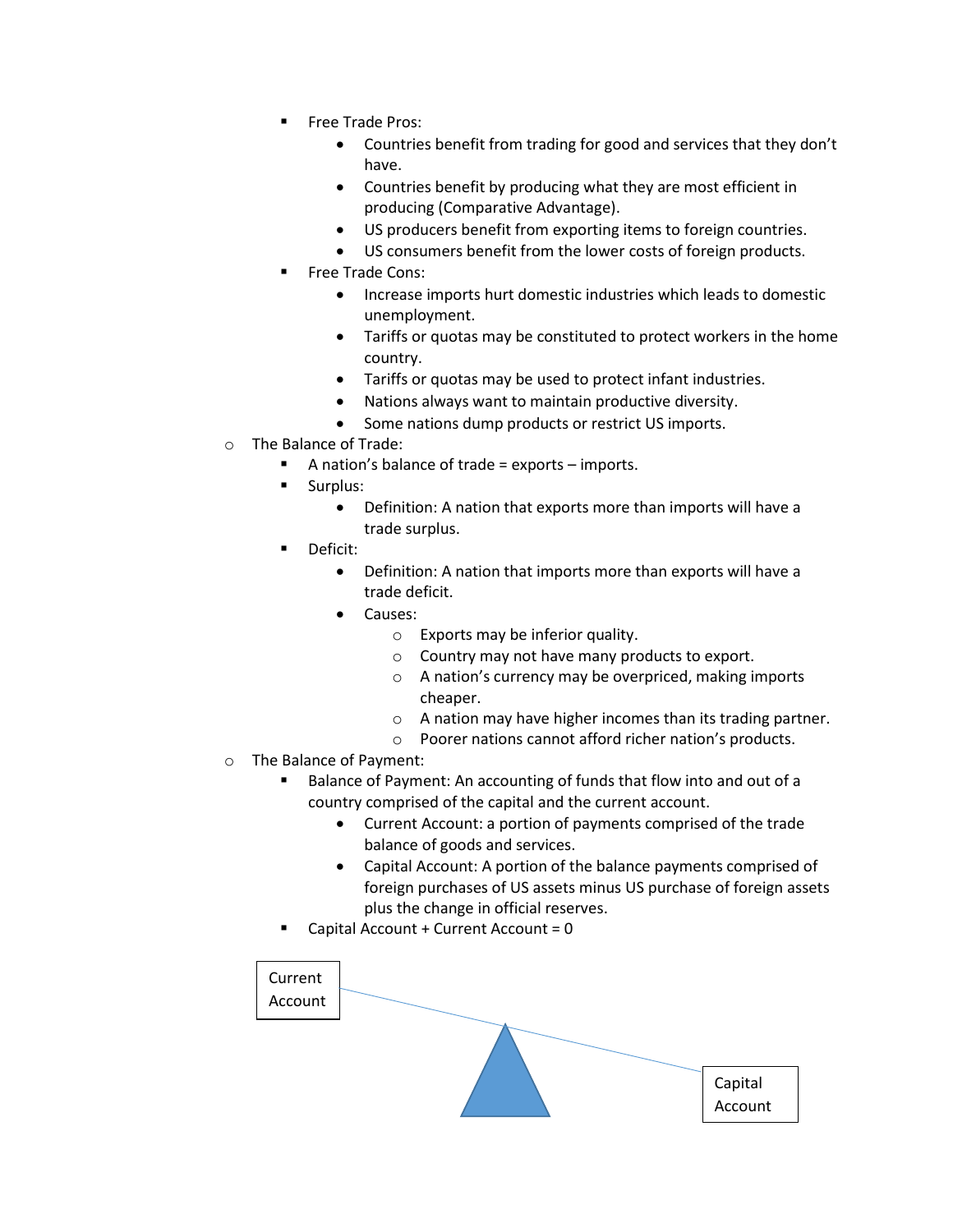- Free Trade Pros:
        - Countries benefit from trading for good and services that they don't have.
        - Countries benefit by producing what they are most efficient in producing (Comparative Advantage).
        - US producers benefit from exporting items to foreign countries.
        - US consumers benefit from the lower costs of foreign products.
    - Free Trade Cons:
        - Increase imports hurt domestic industries which leads to domestic unemployment.
        - Tariffs or quotas may be constituted to protect workers in the home country.
        - Tariffs or quotas may be used to protect infant industries.
        - Nations always want to maintain productive diversity.
        - Some nations dump products or restrict US imports.
- The Balance of Trade:
    - A nation's balance of trade = exports – imports.
    - Surplus:
        - Definition: A nation that exports more than imports will have a trade surplus.
    - Deficit:
        - Definition: A nation that imports more than exports will have a trade deficit.
        - Causes:
            - Exports may be inferior quality.
            - Country may not have many products to export.
            - A nation's currency may be overpriced, making imports cheaper.
            - A nation may have higher incomes than its trading partner.
            - Poorer nations cannot afford richer nation's products.
- The Balance of Payment:
    - Balance of Payment: An accounting of funds that flow into and out of a country comprised of the capital and the current account.
        - Current Account: a portion of payments comprised of the trade balance of goods and services.
        - Capital Account: A portion of the balance payments comprised of foreign purchases of US assets minus US purchase of foreign assets plus the change in official reserves.
    - Capital Account + Current Account = 0

Current Account

Capital Account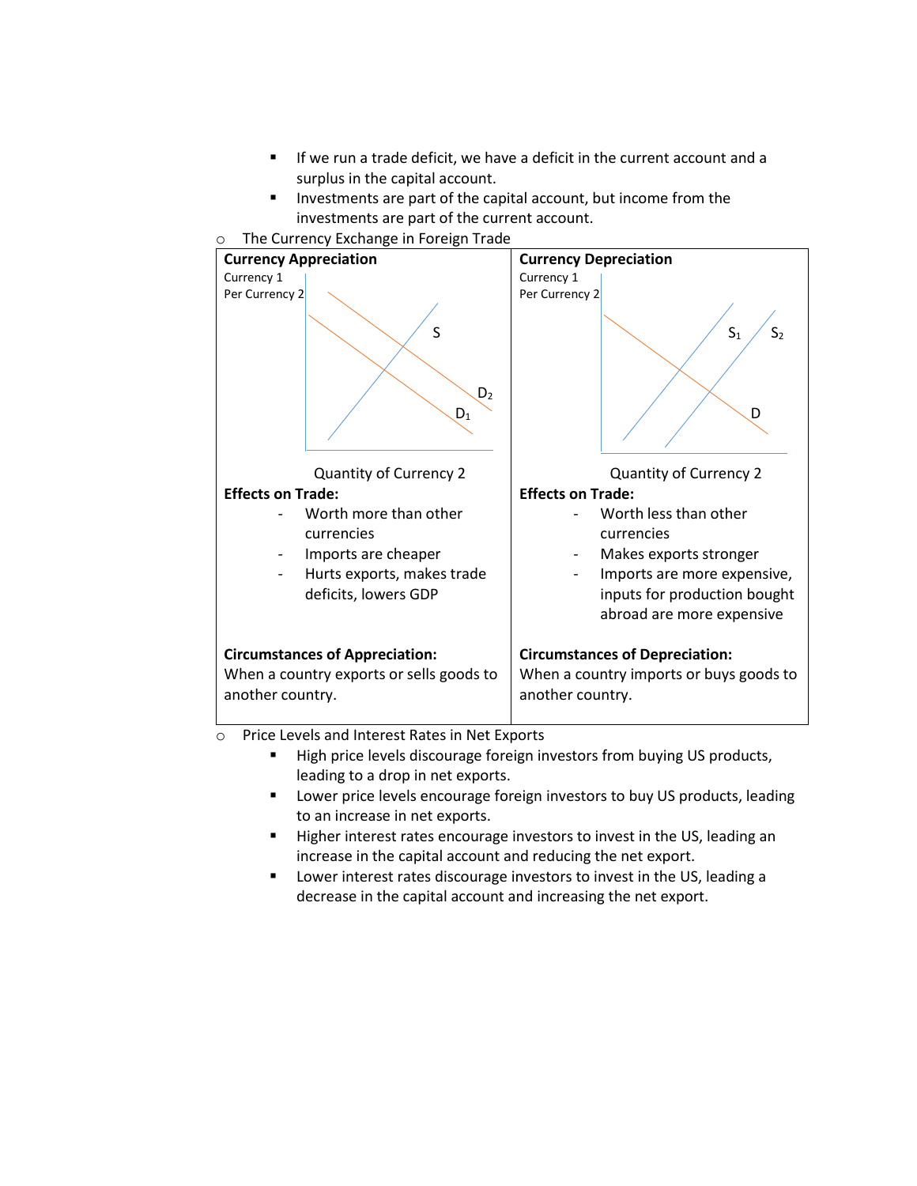- If we run a trade deficit, we have a deficit in the current account and a surplus in the capital account.
- Investments are part of the capital account, but income from the investments are part of the current account.

- The Currency Exchange in Foreign Trade

| **Currency Appreciation** | **Currency Depreciation** |
|---|---|
| Currency 1 Per Currency 2 / S / $D_2$ / $D_1$ / Quantity of Currency 2 | Currency 1 Per Currency 2 / $S_1$ / $S_2$ / D / Quantity of Currency 2 |
| **Effects on Trade:** <br> - Worth more than other currencies <br> - Imports are cheaper <br> - Hurts exports, makes trade deficits, lowers GDP | **Effects on Trade:** <br> - Worth less than other currencies <br> - Makes exports stronger <br> - Imports are more expensive, inputs for production bought abroad are more expensive |
| **Circumstances of Appreciation:** When a country exports or sells goods to another country. | **Circumstances of Depreciation:** When a country imports or buys goods to another country. |

- Price Levels and Interest Rates in Net Exports
  - High price levels discourage foreign investors from buying US products, leading to a drop in net exports.
  - Lower price levels encourage foreign investors to buy US products, leading to an increase in net exports.
  - Higher interest rates encourage investors to invest in the US, leading an increase in the capital account and reducing the net export.
  - Lower interest rates discourage investors to invest in the US, leading a decrease in the capital account and increasing the net export.